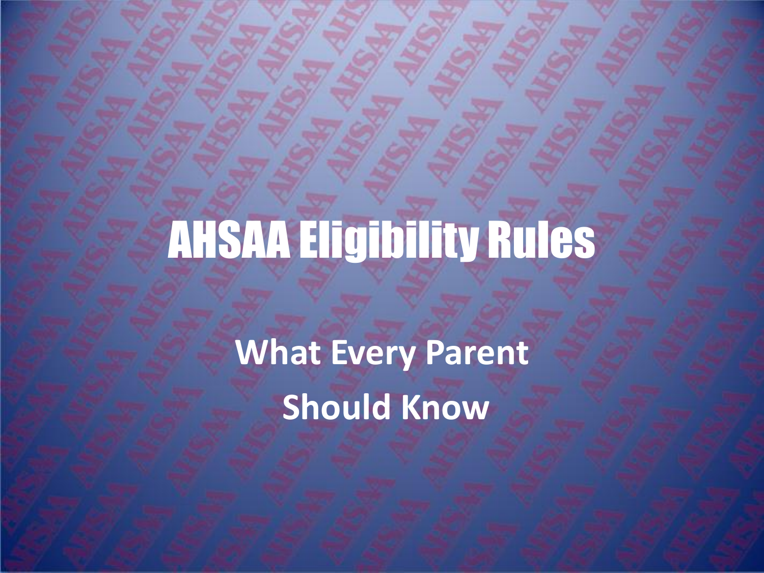# AHSAA Eligibility Rules

## What Every Parent Should Know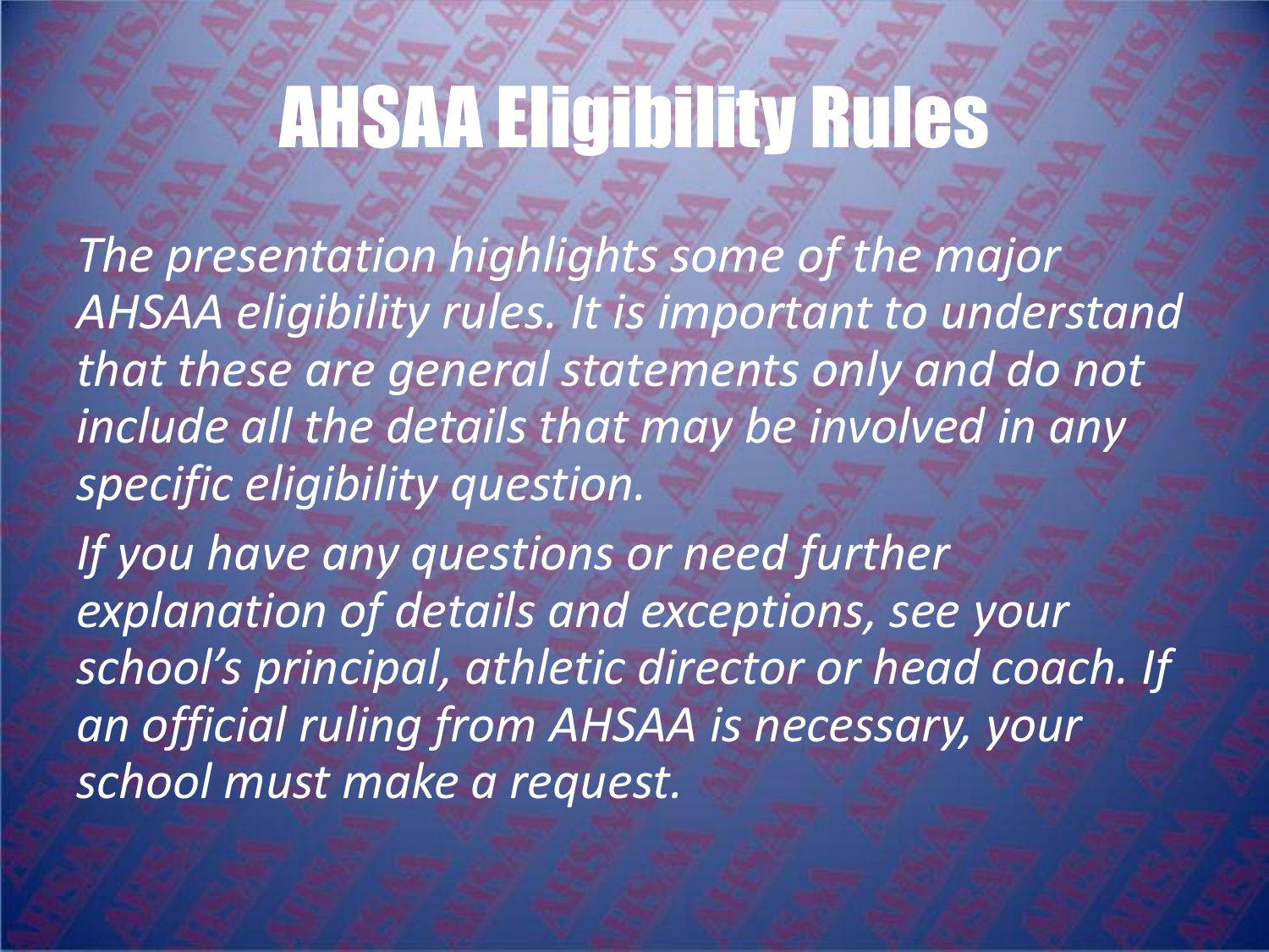# AHSAA Eligibility Rules

*The presentation highlights some of the major AHSAA eligibility rules. It is important to understand that these are general statements only and do not include all the details that may be involved in any specific eligibility question.*

*If you have any questions or need further explanation of details and exceptions, see your school's principal, athletic director or head coach. If an official ruling from AHSAA is necessary, your school must make a request.*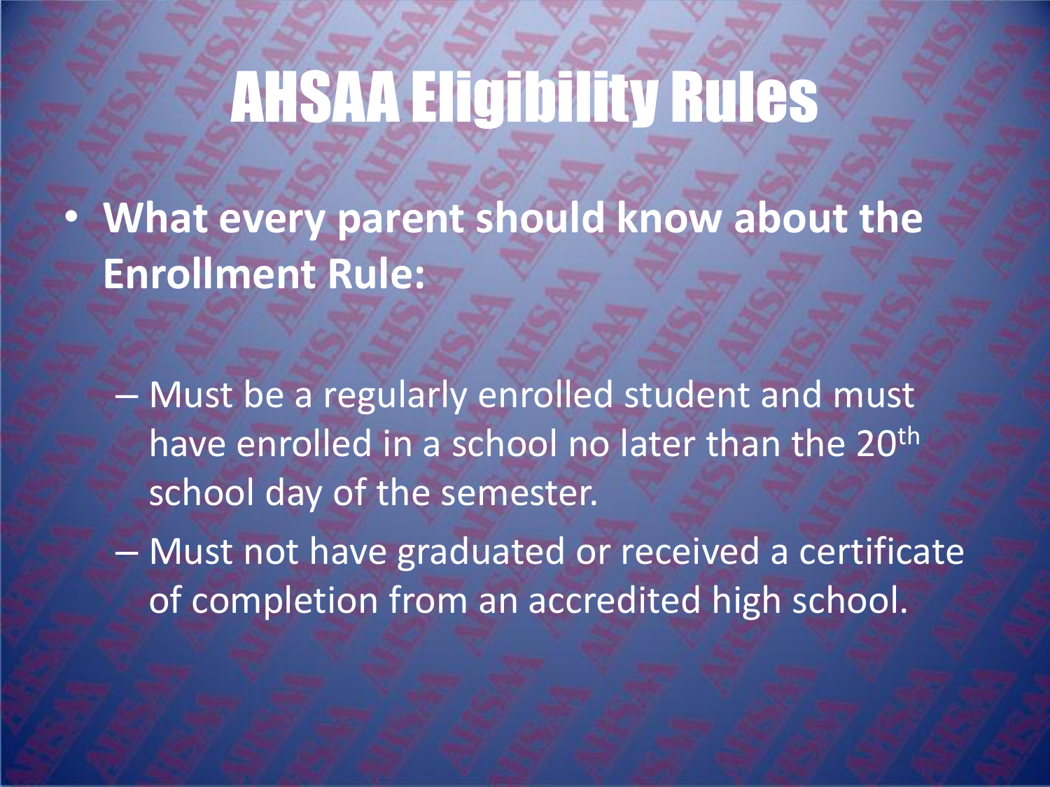# AHSAA Eligibility Rules

- **What every parent should know about the Enrollment Rule:**
  - Must be a regularly enrolled student and must have enrolled in a school no later than the 20th school day of the semester.
  - Must not have graduated or received a certificate of completion from an accredited high school.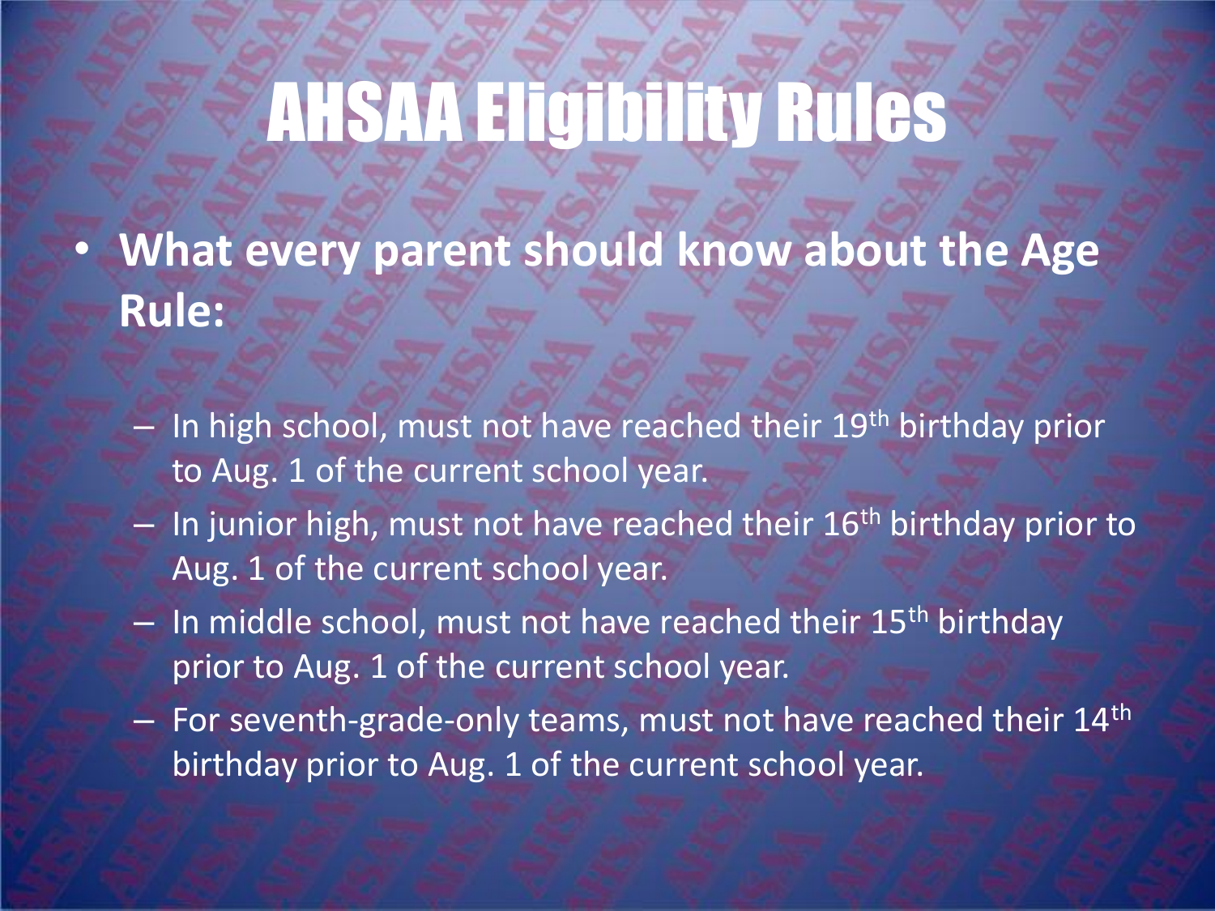# AHSAA Eligibility Rules

- **What every parent should know about the Age Rule:**
  - In high school, must not have reached their 19th birthday prior to Aug. 1 of the current school year.
  - In junior high, must not have reached their 16th birthday prior to Aug. 1 of the current school year.
  - In middle school, must not have reached their 15th birthday prior to Aug. 1 of the current school year.
  - For seventh-grade-only teams, must not have reached their 14th birthday prior to Aug. 1 of the current school year.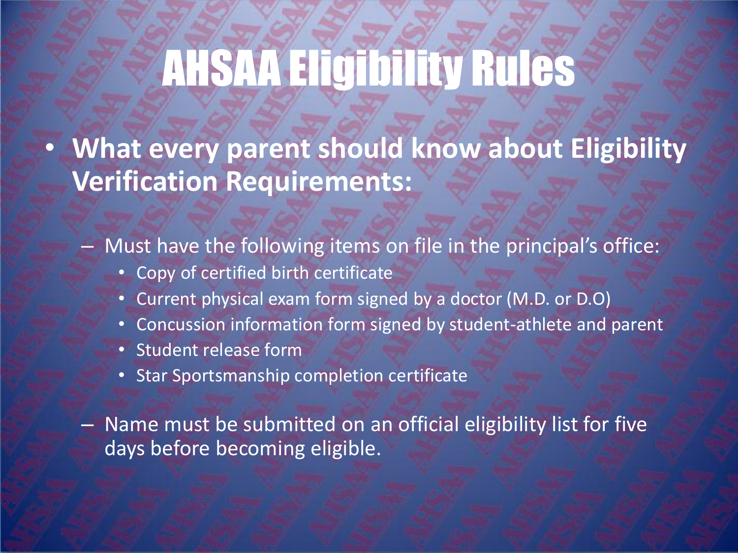# AHSAA Eligibility Rules

- **What every parent should know about Eligibility Verification Requirements:**
  - Must have the following items on file in the principal's office:
    - Copy of certified birth certificate
    - Current physical exam form signed by a doctor (M.D. or D.O)
    - Concussion information form signed by student-athlete and parent
    - Student release form
    - Star Sportsmanship completion certificate
  - Name must be submitted on an official eligibility list for five days before becoming eligible.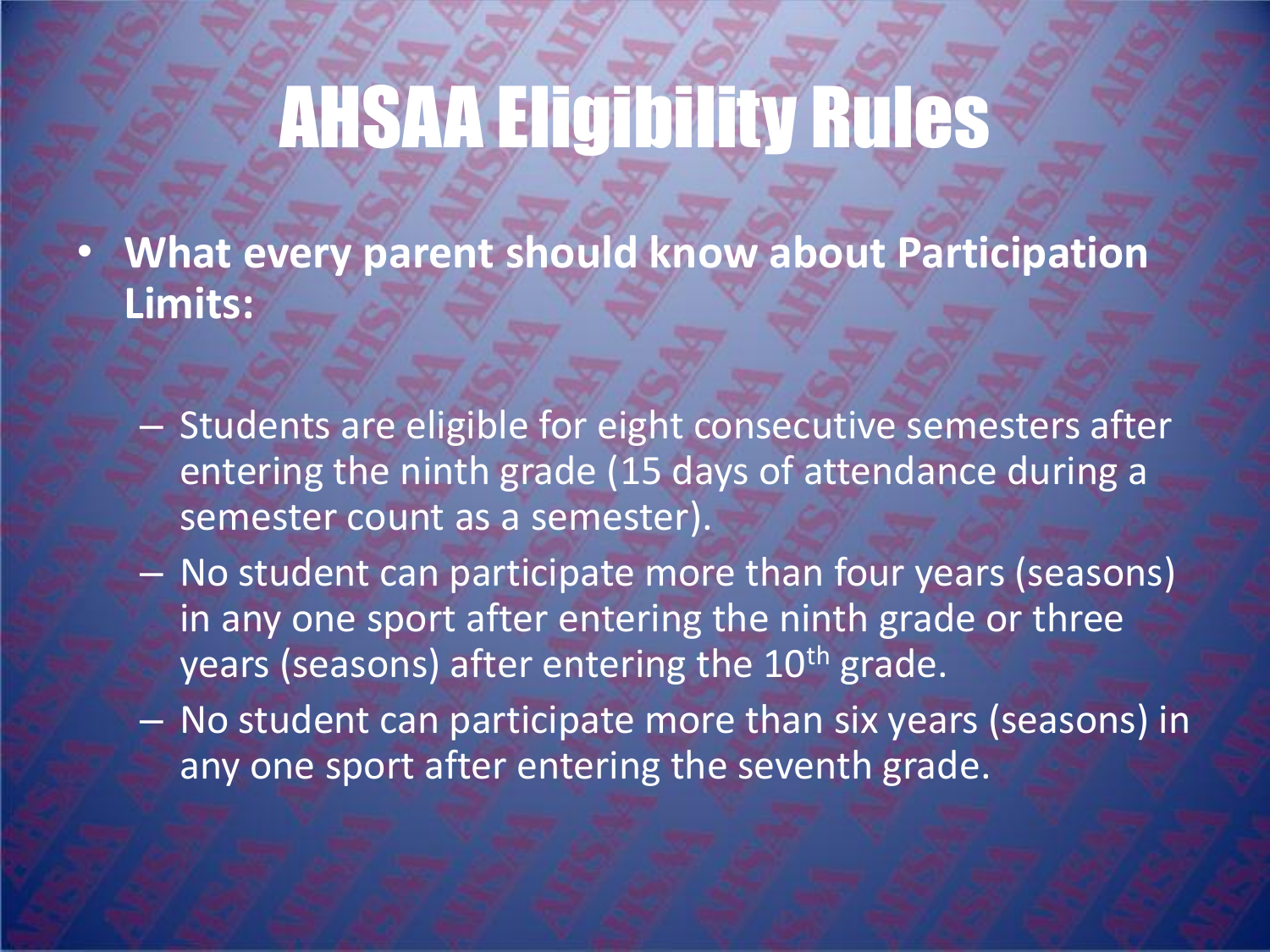# AHSAA Eligibility Rules

- **What every parent should know about Participation Limits:**
  - Students are eligible for eight consecutive semesters after entering the ninth grade (15 days of attendance during a semester count as a semester).
  - No student can participate more than four years (seasons) in any one sport after entering the ninth grade or three years (seasons) after entering the 10th grade.
  - No student can participate more than six years (seasons) in any one sport after entering the seventh grade.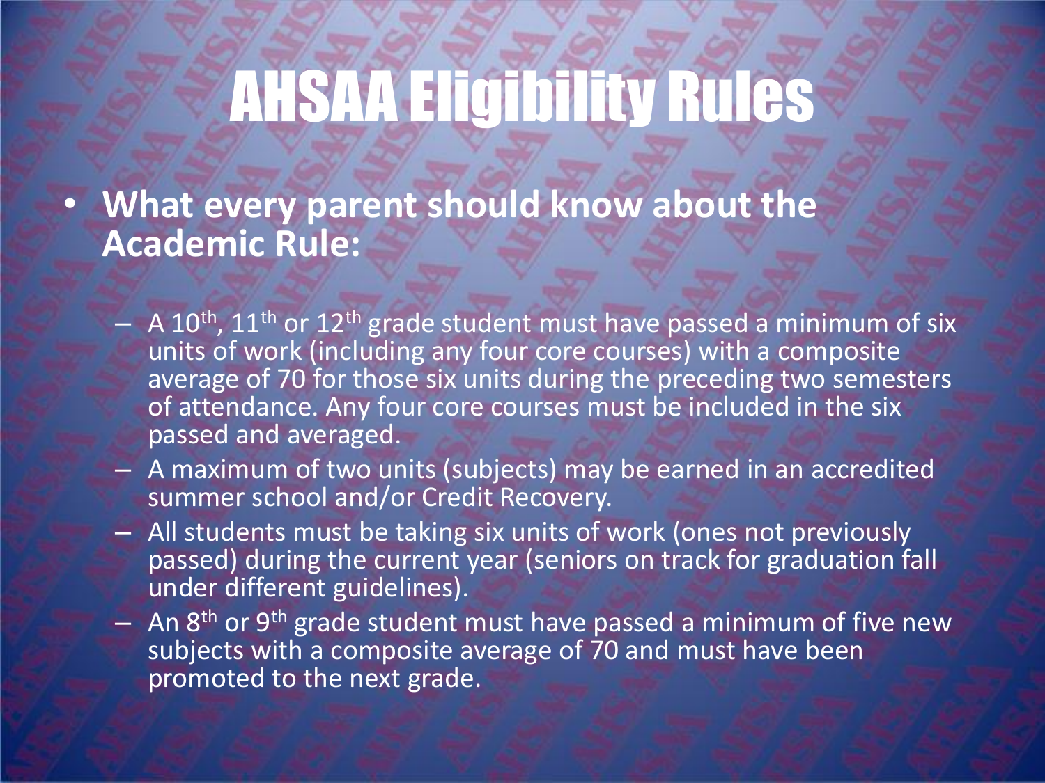# AHSAA Eligibility Rules

- **What every parent should know about the Academic Rule:**
  - A 10th, 11th or 12th grade student must have passed a minimum of six units of work (including any four core courses) with a composite average of 70 for those six units during the preceding two semesters of attendance. Any four core courses must be included in the six passed and averaged.
  - A maximum of two units (subjects) may be earned in an accredited summer school and/or Credit Recovery.
  - All students must be taking six units of work (ones not previously passed) during the current year (seniors on track for graduation fall under different guidelines).
  - An 8th or 9th grade student must have passed a minimum of five new subjects with a composite average of 70 and must have been promoted to the next grade.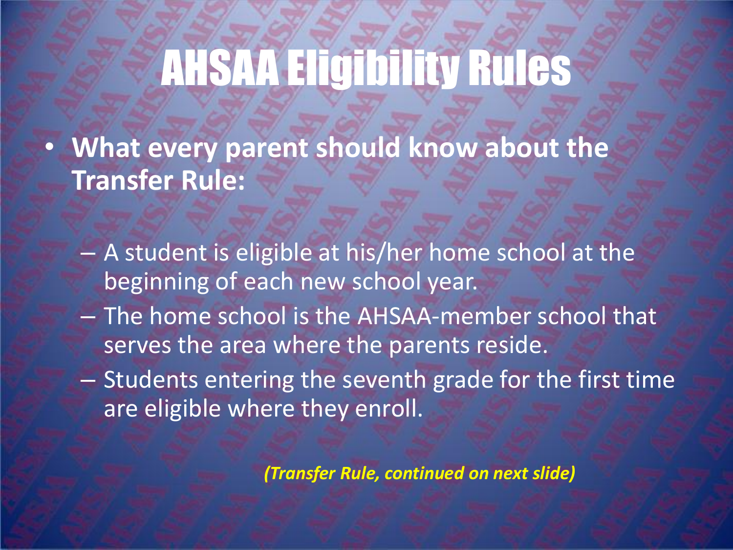# AHSAA Eligibility Rules

- **What every parent should know about the Transfer Rule:**
  - A student is eligible at his/her home school at the beginning of each new school year.
  - The home school is the AHSAA-member school that serves the area where the parents reside.
  - Students entering the seventh grade for the first time are eligible where they enroll.

***(Transfer Rule, continued on next slide)***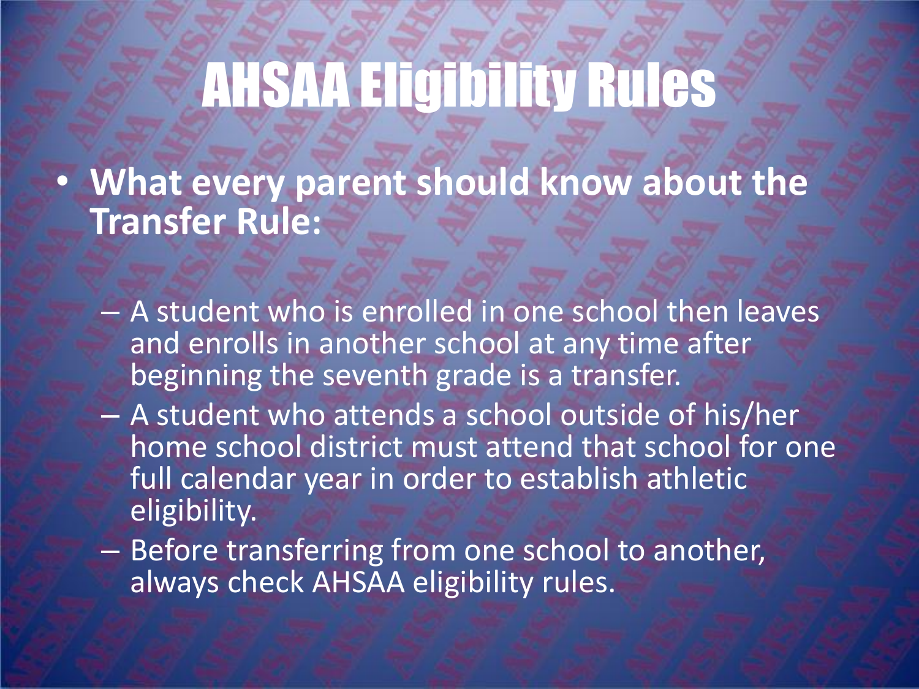# AHSAA Eligibility Rules

- **What every parent should know about the Transfer Rule:**
  - A student who is enrolled in one school then leaves and enrolls in another school at any time after beginning the seventh grade is a transfer.
  - A student who attends a school outside of his/her home school district must attend that school for one full calendar year in order to establish athletic eligibility.
  - Before transferring from one school to another, always check AHSAA eligibility rules.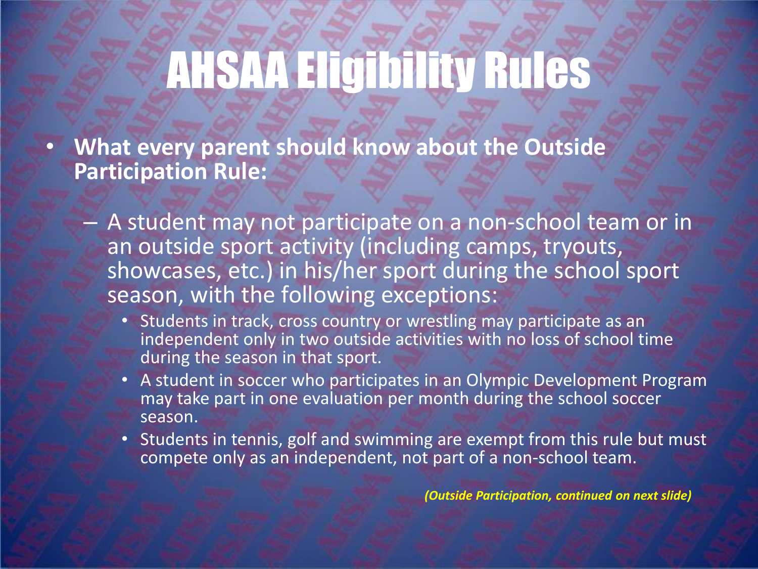# AHSAA Eligibility Rules

- **What every parent should know about the Outside Participation Rule:**
  - A student may not participate on a non-school team or in an outside sport activity (including camps, tryouts, showcases, etc.) in his/her sport during the school sport season, with the following exceptions:
    - Students in track, cross country or wrestling may participate as an independent only in two outside activities with no loss of school time during the season in that sport.
    - A student in soccer who participates in an Olympic Development Program may take part in one evaluation per month during the school soccer season.
    - Students in tennis, golf and swimming are exempt from this rule but must compete only as an independent, not part of a non-school team.

***(Outside Participation, continued on next slide)***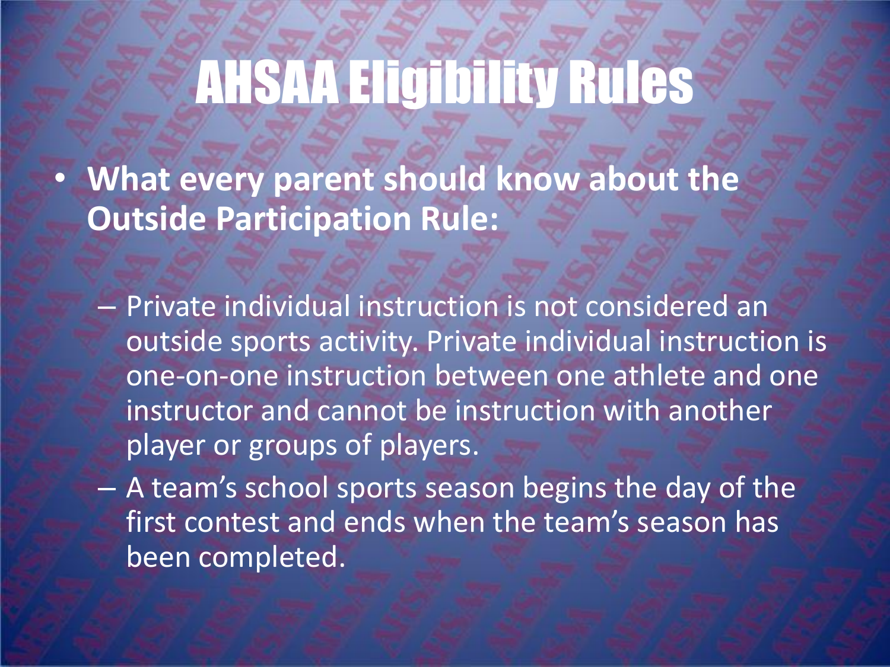# AHSAA Eligibility Rules

- **What every parent should know about the Outside Participation Rule:**
  - Private individual instruction is not considered an outside sports activity. Private individual instruction is one-on-one instruction between one athlete and one instructor and cannot be instruction with another player or groups of players.
  - A team's school sports season begins the day of the first contest and ends when the team's season has been completed.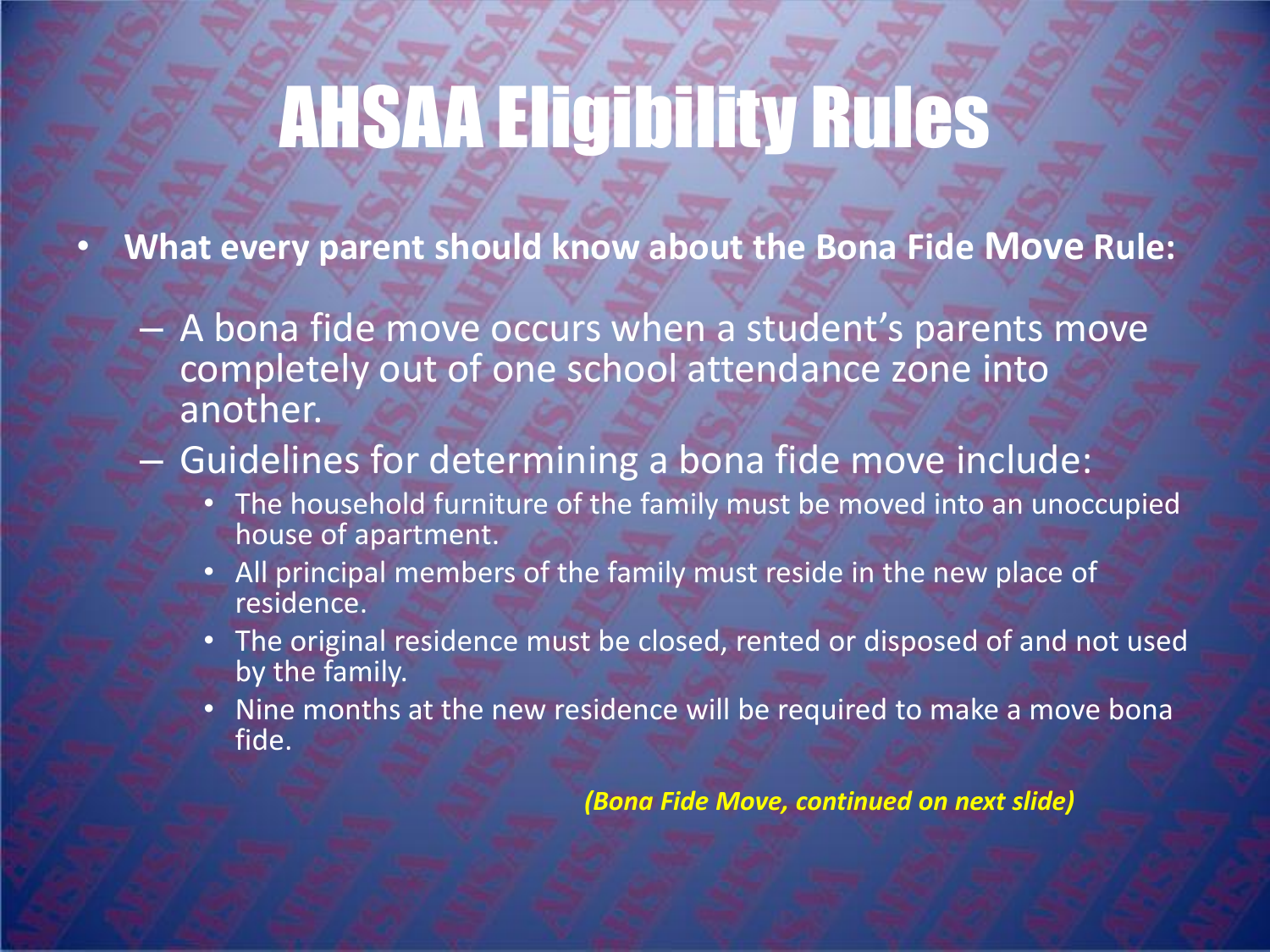# AHSAA Eligibility Rules

- **What every parent should know about the Bona Fide Move Rule:**
  - A bona fide move occurs when a student's parents move completely out of one school attendance zone into another.
  - Guidelines for determining a bona fide move include:
    - The household furniture of the family must be moved into an unoccupied house of apartment.
    - All principal members of the family must reside in the new place of residence.
    - The original residence must be closed, rented or disposed of and not used by the family.
    - Nine months at the new residence will be required to make a move bona fide.

***(Bona Fide Move, continued on next slide)***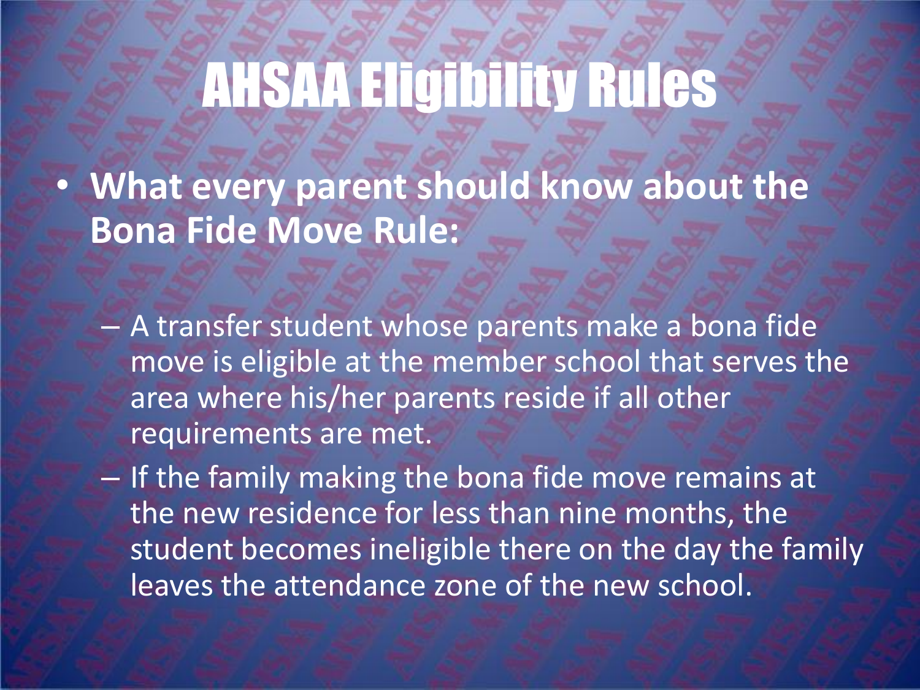# AHSAA Eligibility Rules

- **What every parent should know about the Bona Fide Move Rule:**
  - A transfer student whose parents make a bona fide move is eligible at the member school that serves the area where his/her parents reside if all other requirements are met.
  - If the family making the bona fide move remains at the new residence for less than nine months, the student becomes ineligible there on the day the family leaves the attendance zone of the new school.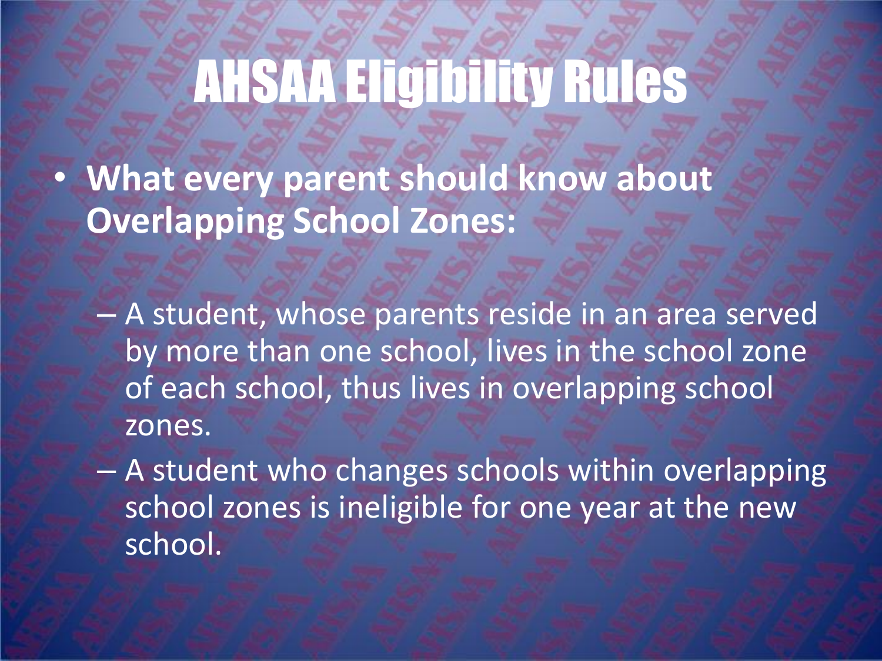# AHSAA Eligibility Rules

- **What every parent should know about Overlapping School Zones:**
  - A student, whose parents reside in an area served by more than one school, lives in the school zone of each school, thus lives in overlapping school zones.
  - A student who changes schools within overlapping school zones is ineligible for one year at the new school.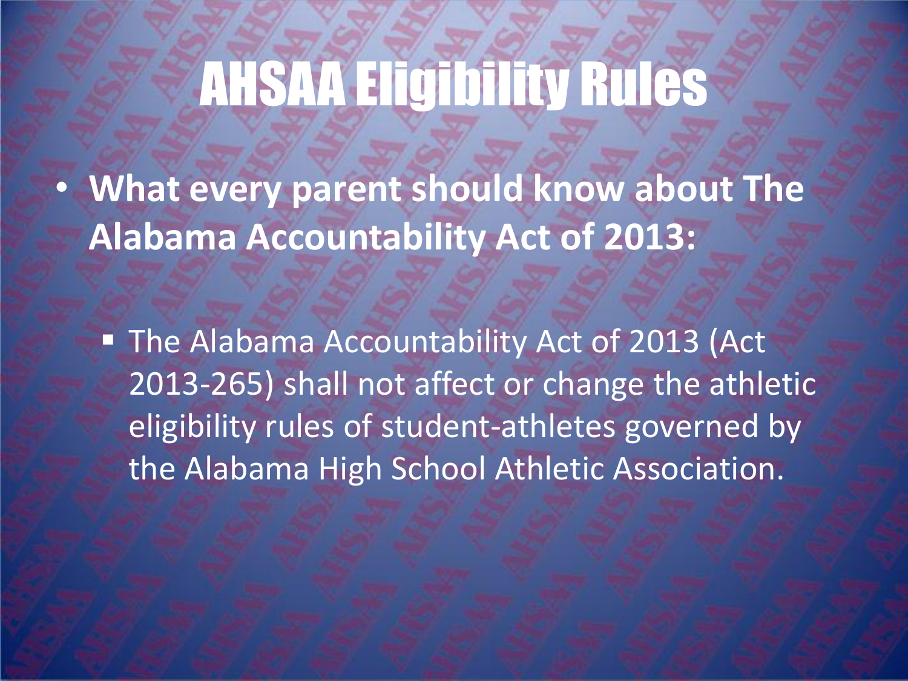# AHSAA Eligibility Rules

- **What every parent should know about The Alabama Accountability Act of 2013:**
  - The Alabama Accountability Act of 2013 (Act 2013-265) shall not affect or change the athletic eligibility rules of student-athletes governed by the Alabama High School Athletic Association.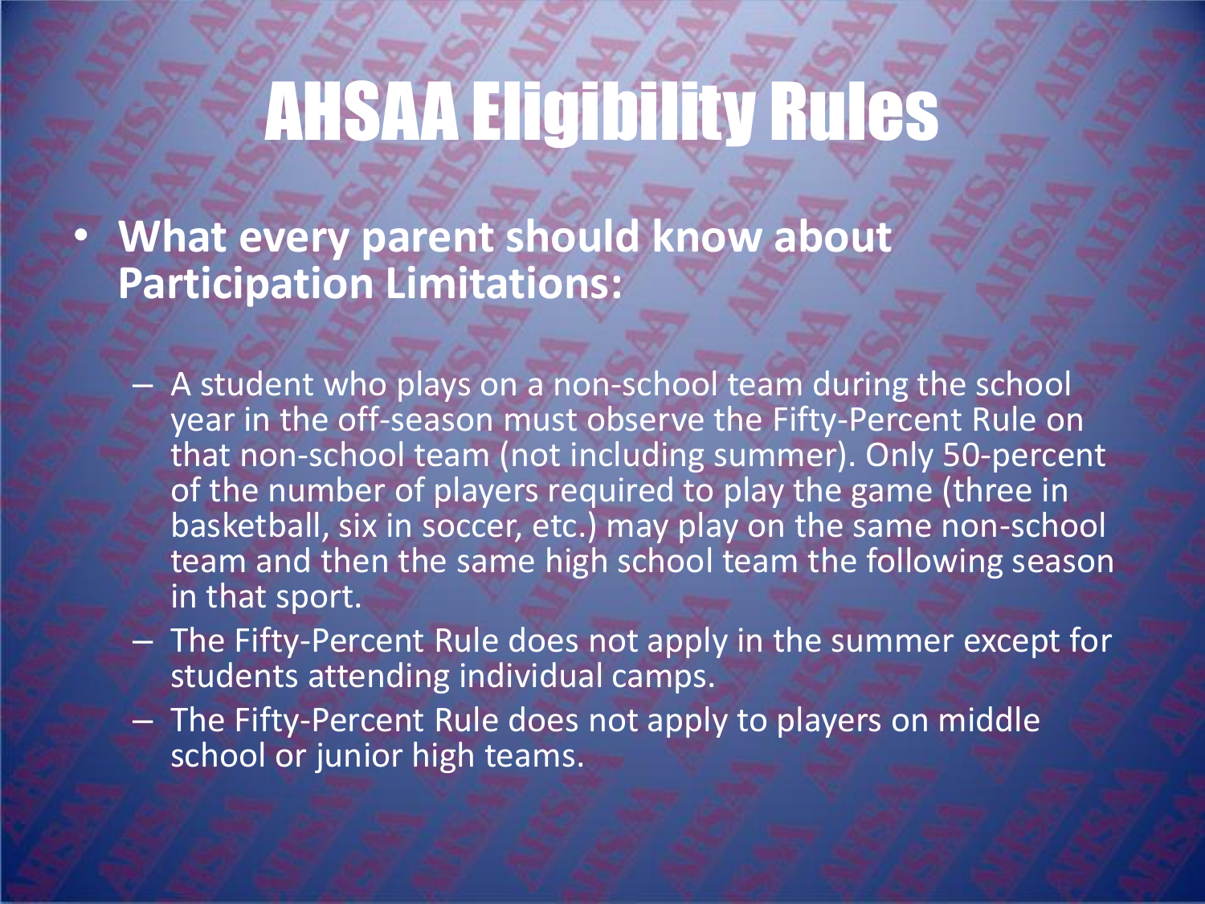# AHSAA Eligibility Rules

- **What every parent should know about Participation Limitations:**
  - A student who plays on a non-school team during the school year in the off-season must observe the Fifty-Percent Rule on that non-school team (not including summer). Only 50-percent of the number of players required to play the game (three in basketball, six in soccer, etc.) may play on the same non-school team and then the same high school team the following season in that sport.
  - The Fifty-Percent Rule does not apply in the summer except for students attending individual camps.
  - The Fifty-Percent Rule does not apply to players on middle school or junior high teams.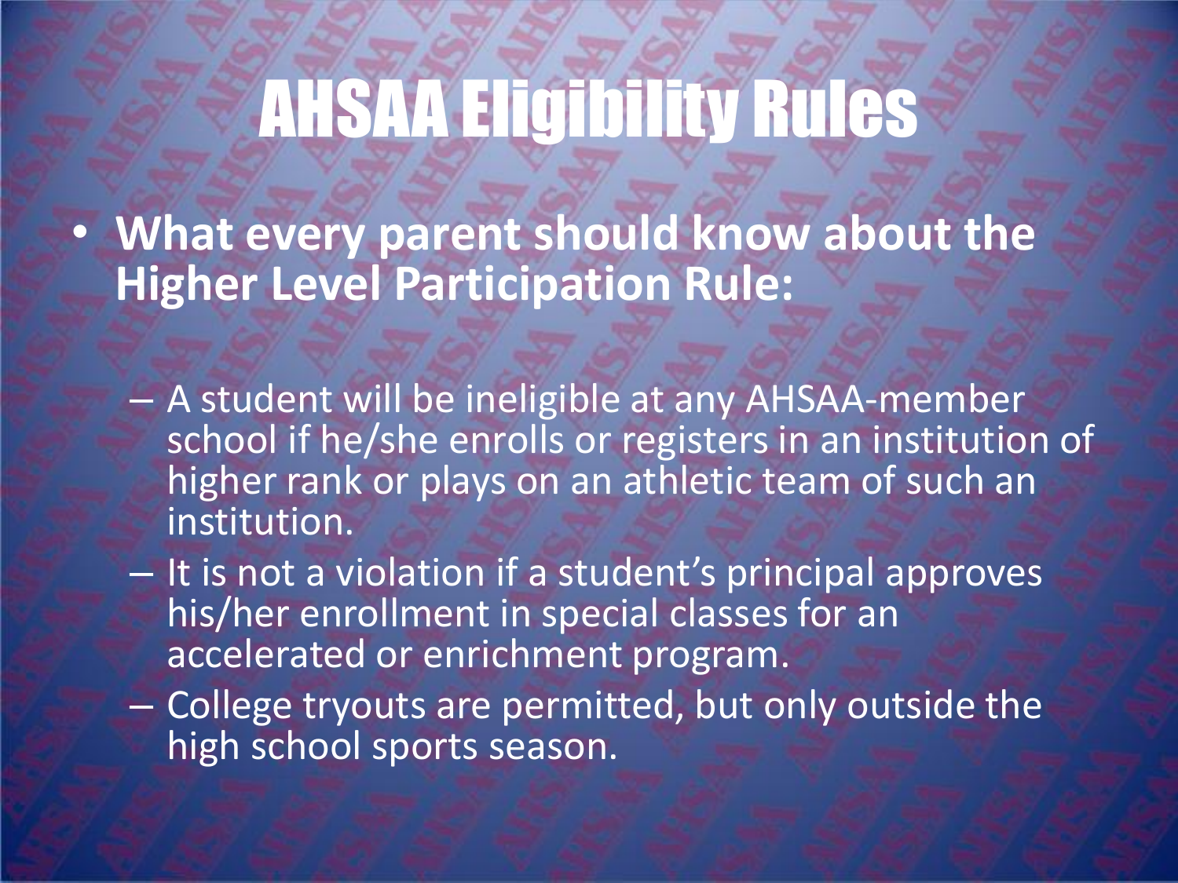# AHSAA Eligibility Rules

- **What every parent should know about the Higher Level Participation Rule:**
  - A student will be ineligible at any AHSAA-member school if he/she enrolls or registers in an institution of higher rank or plays on an athletic team of such an institution.
  - It is not a violation if a student's principal approves his/her enrollment in special classes for an accelerated or enrichment program.
  - College tryouts are permitted, but only outside the high school sports season.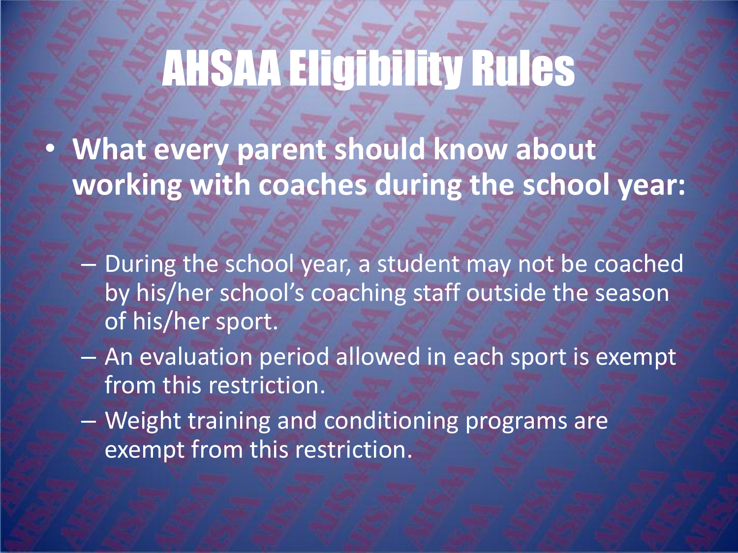# AHSAA Eligibility Rules

- **What every parent should know about working with coaches during the school year:**
  - During the school year, a student may not be coached by his/her school's coaching staff outside the season of his/her sport.
  - An evaluation period allowed in each sport is exempt from this restriction.
  - Weight training and conditioning programs are exempt from this restriction.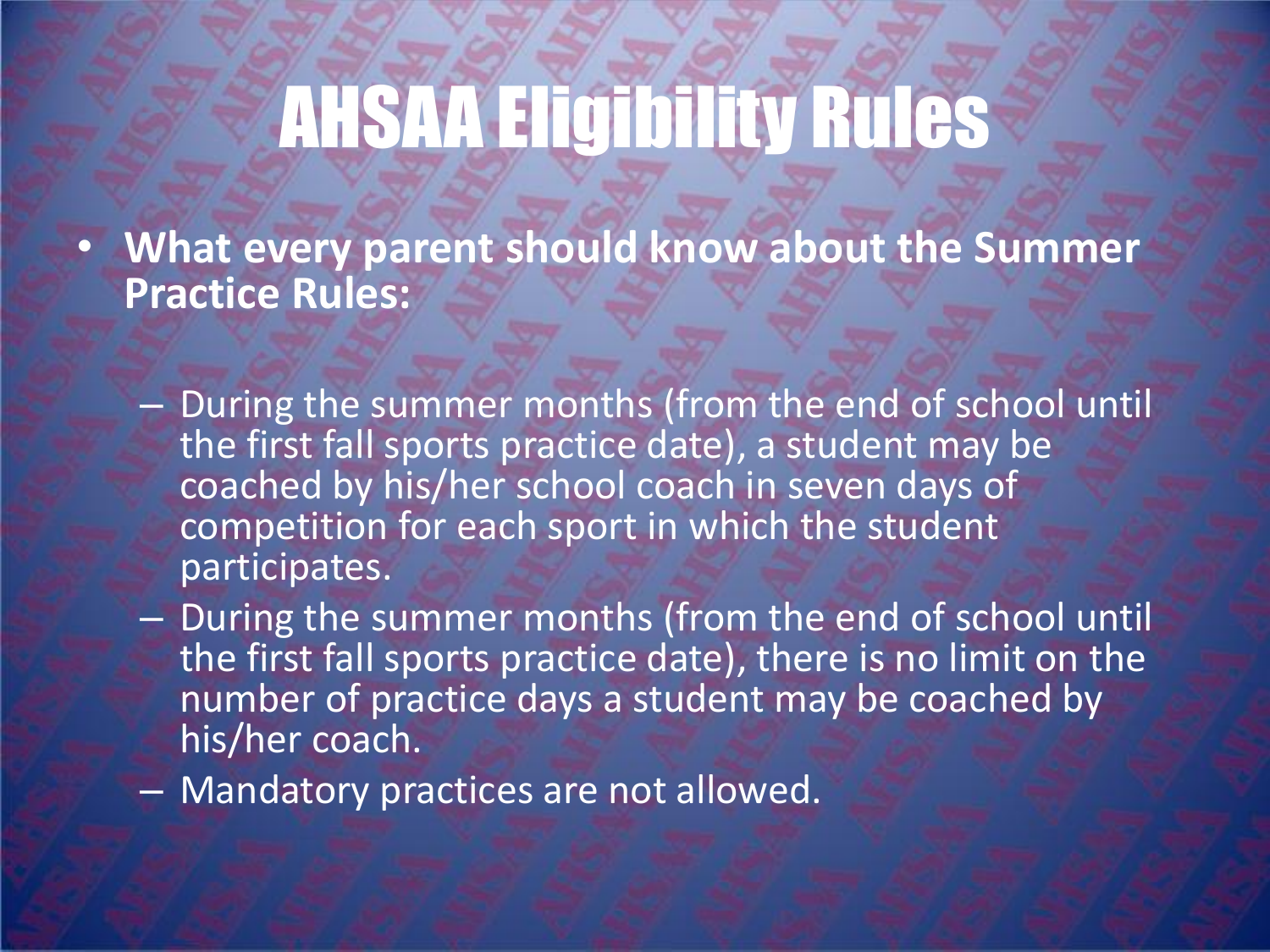# AHSAA Eligibility Rules

- **What every parent should know about the Summer Practice Rules:**
  - During the summer months (from the end of school until the first fall sports practice date), a student may be coached by his/her school coach in seven days of competition for each sport in which the student participates.
  - During the summer months (from the end of school until the first fall sports practice date), there is no limit on the number of practice days a student may be coached by his/her coach.
  - Mandatory practices are not allowed.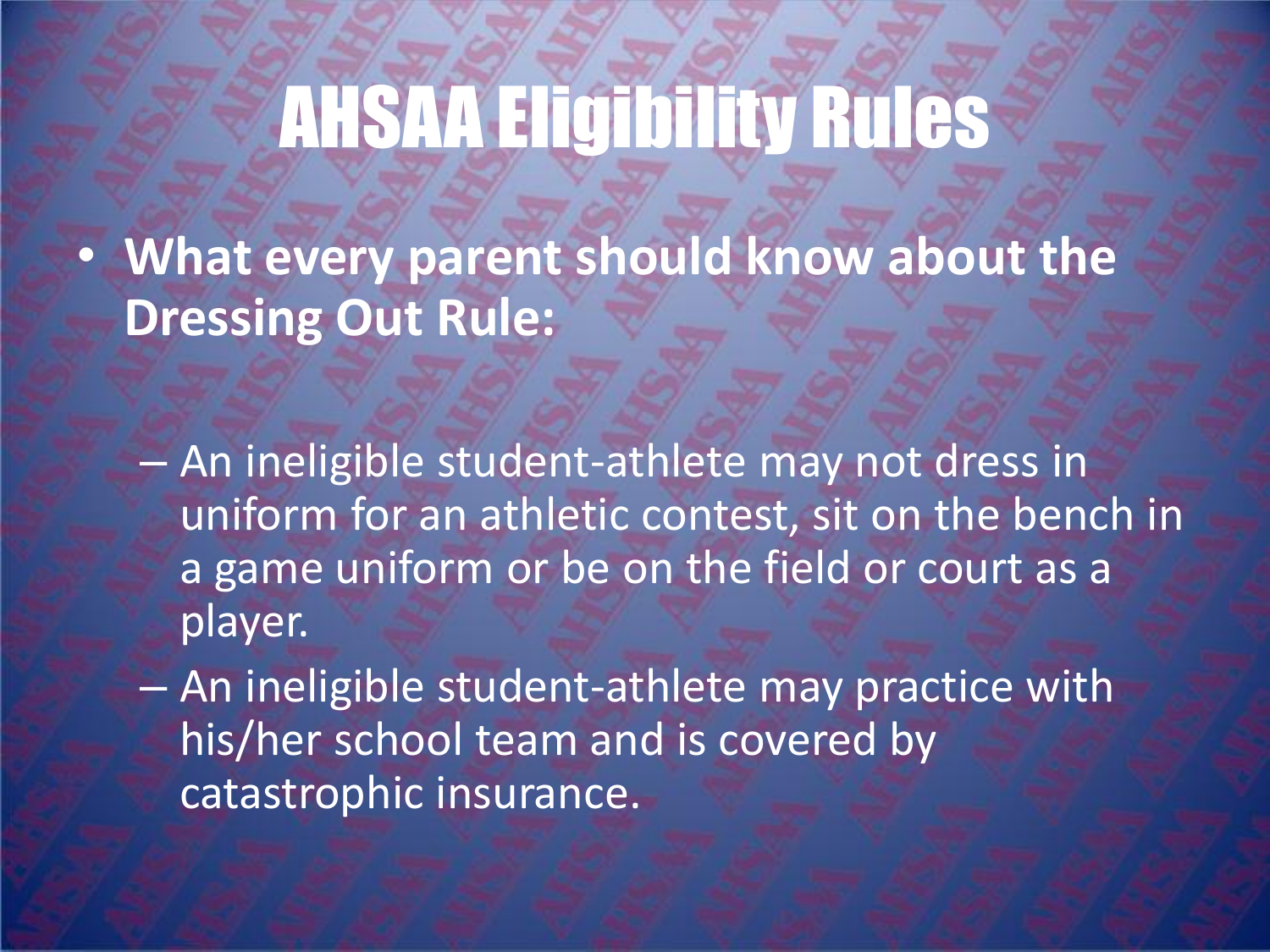# AHSAA Eligibility Rules

- **What every parent should know about the Dressing Out Rule:**
  - An ineligible student-athlete may not dress in uniform for an athletic contest, sit on the bench in a game uniform or be on the field or court as a player.
  - An ineligible student-athlete may practice with his/her school team and is covered by catastrophic insurance.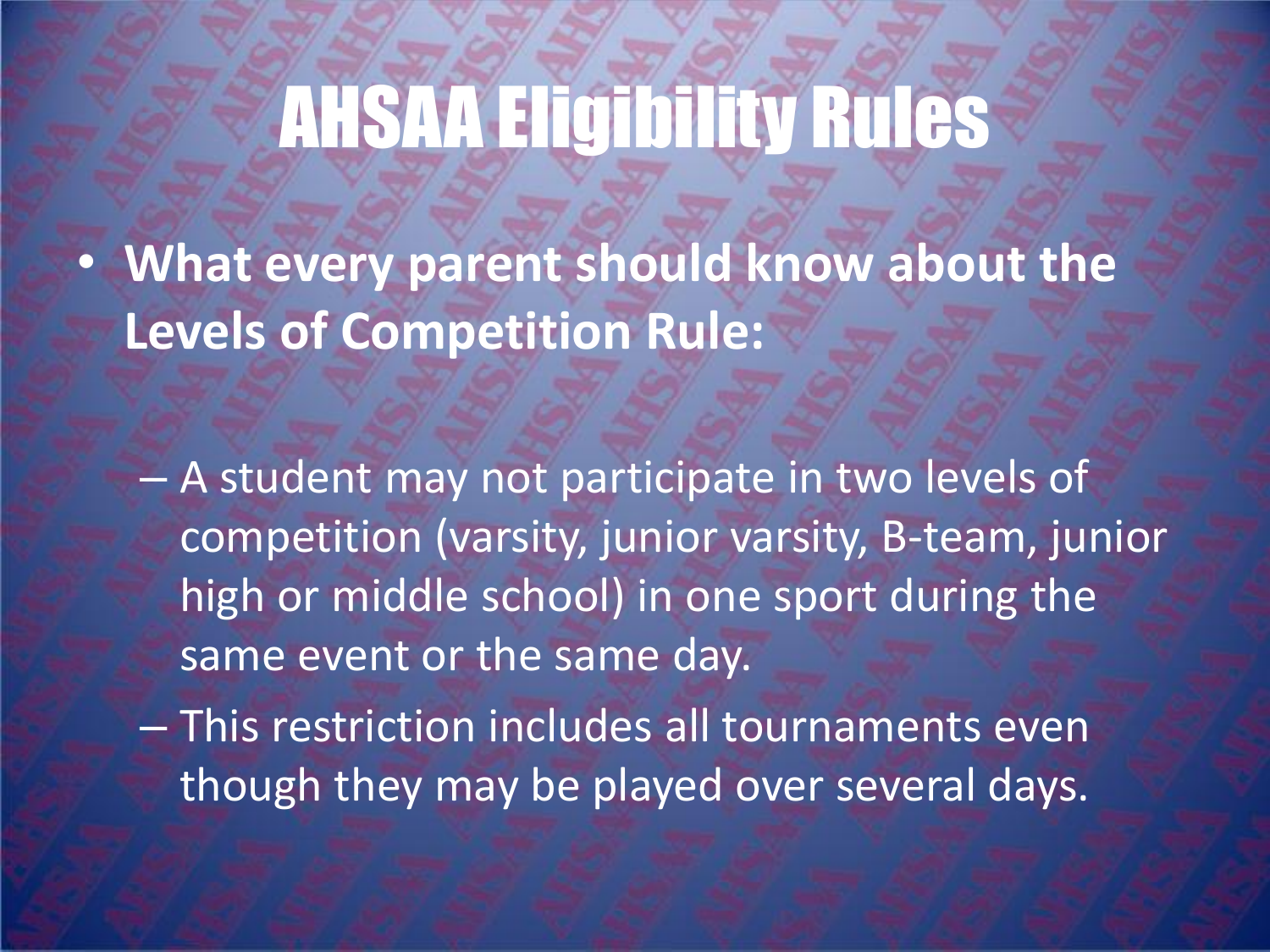# AHSAA Eligibility Rules

- **What every parent should know about the Levels of Competition Rule:**
  - A student may not participate in two levels of competition (varsity, junior varsity, B-team, junior high or middle school) in one sport during the same event or the same day.
  - This restriction includes all tournaments even though they may be played over several days.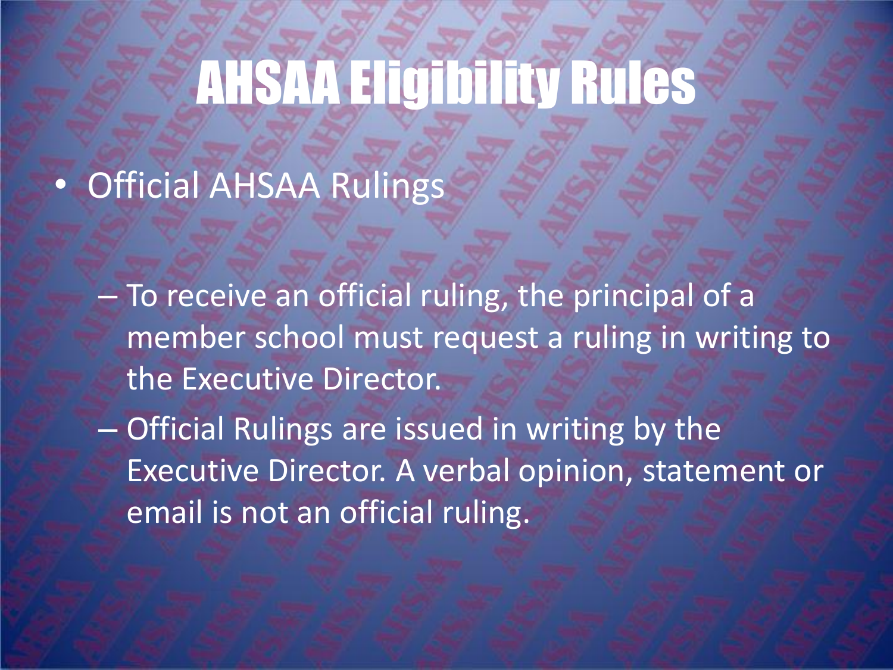# AHSAA Eligibility Rules

- Official AHSAA Rulings
  - To receive an official ruling, the principal of a member school must request a ruling in writing to the Executive Director.
  - Official Rulings are issued in writing by the Executive Director. A verbal opinion, statement or email is not an official ruling.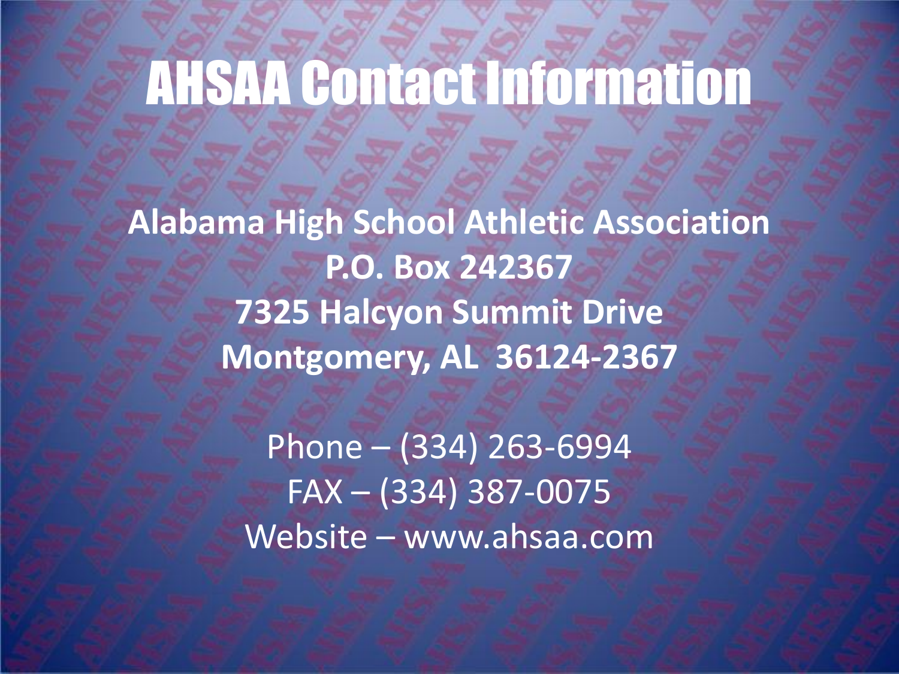# AHSAA Contact Information

**Alabama High School Athletic Association**
**P.O. Box 242367**
**7325 Halcyon Summit Drive**
**Montgomery, AL 36124-2367**

Phone – (334) 263-6994
FAX – (334) 387-0075
Website – www.ahsaa.com